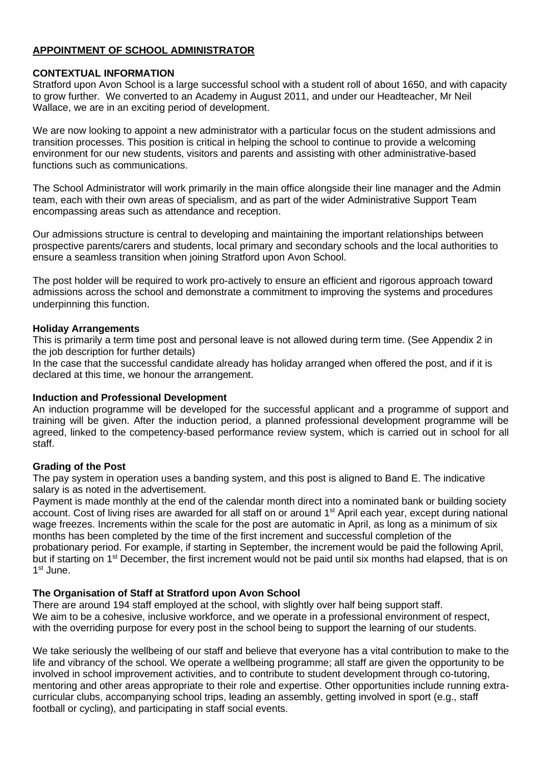## APPOINTMENT OF SCHOOL ADMINISTRATOR

### CONTEXTUAL INFORMATION

Stratford upon Avon School is a large successful school with a student roll of about 1650, and with capacity to grow further. We converted to an Academy in August 2011, and under our Headteacher, Mr Neil Wallace, we are in an exciting period of development.

We are now looking to appoint a new administrator with a particular focus on the student admissions and transition processes. This position is critical in helping the school to continue to provide a welcoming environment for our new students, visitors and parents and assisting with other administrative-based functions such as communications.

The School Administrator will work primarily in the main office alongside their line manager and the Admin team, each with their own areas of specialism, and as part of the wider Administrative Support Team encompassing areas such as attendance and reception.

Our admissions structure is central to developing and maintaining the important relationships between prospective parents/carers and students, local primary and secondary schools and the local authorities to ensure a seamless transition when joining Stratford upon Avon School.

The post holder will be required to work pro-actively to ensure an efficient and rigorous approach toward admissions across the school and demonstrate a commitment to improving the systems and procedures underpinning this function.

### Holiday Arrangements

This is primarily a term time post and personal leave is not allowed during term time. (See Appendix 2 in the job description for further details)

In the case that the successful candidate already has holiday arranged when offered the post, and if it is declared at this time, we honour the arrangement.

### Induction and Professional Development

An induction programme will be developed for the successful applicant and a programme of support and training will be given. After the induction period, a planned professional development programme will be agreed, linked to the competency-based performance review system, which is carried out in school for all staff.

### Grading of the Post

The pay system in operation uses a banding system, and this post is aligned to Band E. The indicative salary is as noted in the advertisement.

Payment is made monthly at the end of the calendar month direct into a nominated bank or building society account. Cost of living rises are awarded for all staff on or around 1st April each year, except during national wage freezes. Increments within the scale for the post are automatic in April, as long as a minimum of six months has been completed by the time of the first increment and successful completion of the probationary period. For example, if starting in September, the increment would be paid the following April, but if starting on 1st December, the first increment would not be paid until six months had elapsed, that is on 1st June.

### The Organisation of Staff at Stratford upon Avon School

There are around 194 staff employed at the school, with slightly over half being support staff.
We aim to be a cohesive, inclusive workforce, and we operate in a professional environment of respect, with the overriding purpose for every post in the school being to support the learning of our students.

We take seriously the wellbeing of our staff and believe that everyone has a vital contribution to make to the life and vibrancy of the school. We operate a wellbeing programme; all staff are given the opportunity to be involved in school improvement activities, and to contribute to student development through co-tutoring, mentoring and other areas appropriate to their role and expertise. Other opportunities include running extra-curricular clubs, accompanying school trips, leading an assembly, getting involved in sport (e.g., staff football or cycling), and participating in staff social events.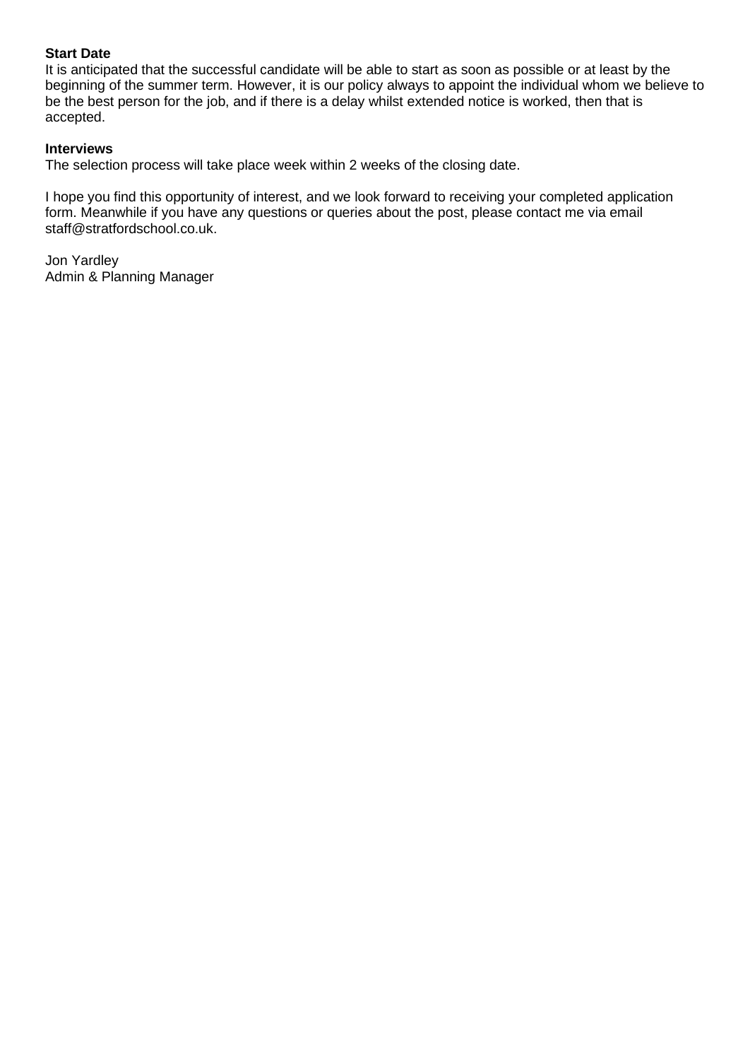**Start Date**

It is anticipated that the successful candidate will be able to start as soon as possible or at least by the beginning of the summer term. However, it is our policy always to appoint the individual whom we believe to be the best person for the job, and if there is a delay whilst extended notice is worked, then that is accepted.

**Interviews**

The selection process will take place week within 2 weeks of the closing date.

I hope you find this opportunity of interest, and we look forward to receiving your completed application form. Meanwhile if you have any questions or queries about the post, please contact me via email staff@stratfordschool.co.uk.

Jon Yardley
Admin & Planning Manager